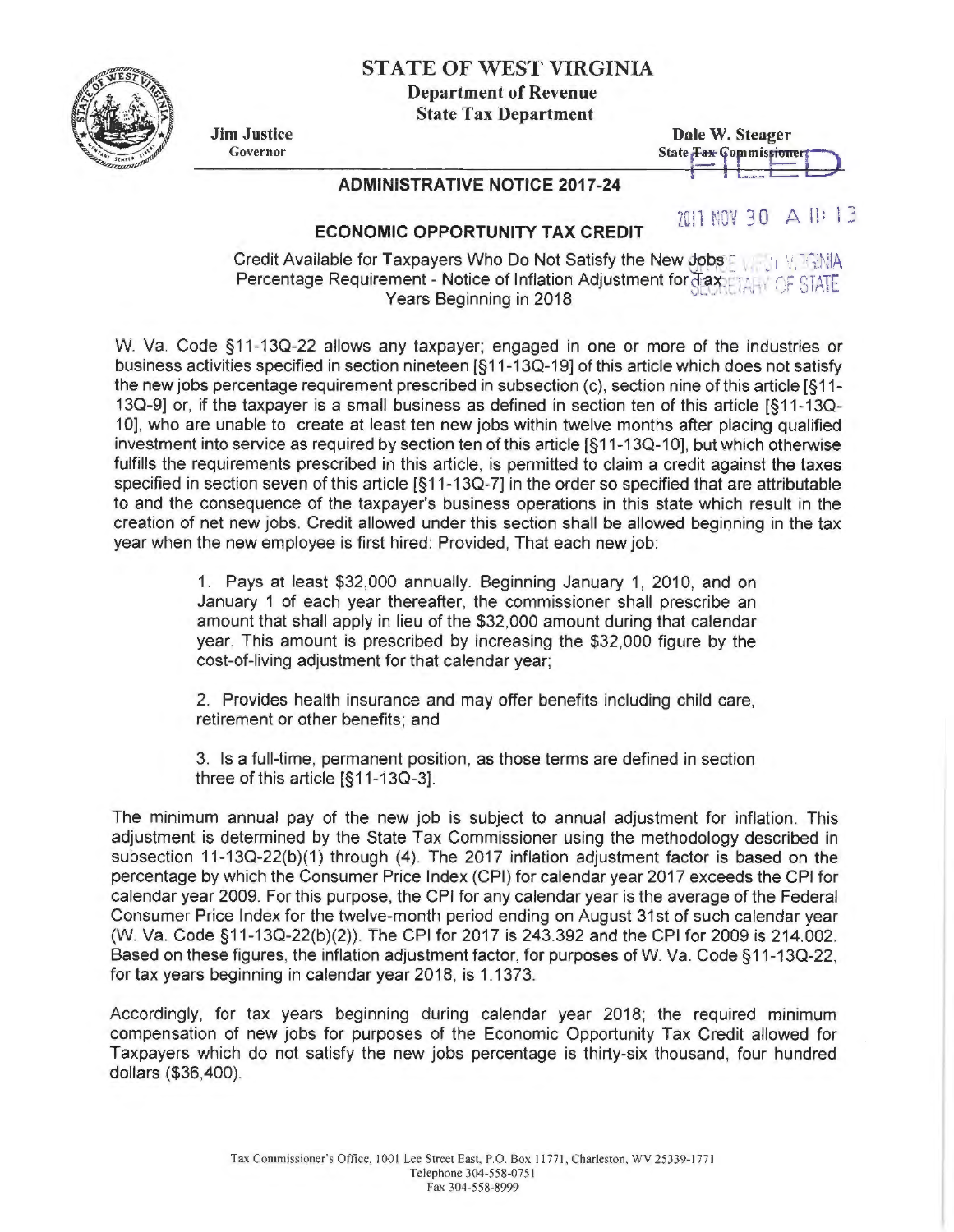# STATE OF WEST VIRGINIA

**Department of Revenue**
**State Tax Department**

**Jim Justice**
Governor

**Dale W. Steager**
State Tax Commissioner

FILED

2017 NOV 30 A 11:13

OFFICE WEST VIRGINIA
SECRETARY OF STATE

## ADMINISTRATIVE NOTICE 2017-24

## ECONOMIC OPPORTUNITY TAX CREDIT

Credit Available for Taxpayers Who Do Not Satisfy the New Jobs Percentage Requirement - Notice of Inflation Adjustment for Tax Years Beginning in 2018

W. Va. Code §11-13Q-22 allows any taxpayer; engaged in one or more of the industries or business activities specified in section nineteen [§11-13Q-19] of this article which does not satisfy the new jobs percentage requirement prescribed in subsection (c), section nine of this article [§11-13Q-9] or, if the taxpayer is a small business as defined in section ten of this article [§11-13Q-10], who are unable to create at least ten new jobs within twelve months after placing qualified investment into service as required by section ten of this article [§11-13Q-10], but which otherwise fulfills the requirements prescribed in this article, is permitted to claim a credit against the taxes specified in section seven of this article [§11-13Q-7] in the order so specified that are attributable to and the consequence of the taxpayer's business operations in this state which result in the creation of net new jobs. Credit allowed under this section shall be allowed beginning in the tax year when the new employee is first hired: Provided, That each new job:

1. Pays at least $32,000 annually. Beginning January 1, 2010, and on January 1 of each year thereafter, the commissioner shall prescribe an amount that shall apply in lieu of the $32,000 amount during that calendar year. This amount is prescribed by increasing the $32,000 figure by the cost-of-living adjustment for that calendar year;

2. Provides health insurance and may offer benefits including child care, retirement or other benefits; and

3. Is a full-time, permanent position, as those terms are defined in section three of this article [§11-13Q-3].

The minimum annual pay of the new job is subject to annual adjustment for inflation. This adjustment is determined by the State Tax Commissioner using the methodology described in subsection 11-13Q-22(b)(1) through (4). The 2017 inflation adjustment factor is based on the percentage by which the Consumer Price Index (CPI) for calendar year 2017 exceeds the CPI for calendar year 2009. For this purpose, the CPI for any calendar year is the average of the Federal Consumer Price Index for the twelve-month period ending on August 31st of such calendar year (W. Va. Code §11-13Q-22(b)(2)). The CPI for 2017 is 243.392 and the CPI for 2009 is 214.002. Based on these figures, the inflation adjustment factor, for purposes of W. Va. Code §11-13Q-22, for tax years beginning in calendar year 2018, is 1.1373.

Accordingly, for tax years beginning during calendar year 2018; the required minimum compensation of new jobs for purposes of the Economic Opportunity Tax Credit allowed for Taxpayers which do not satisfy the new jobs percentage is thirty-six thousand, four hundred dollars ($36,400).

Tax Commissioner's Office, 1001 Lee Street East, P.O. Box 11771, Charleston, WV 25339-1771
Telephone 304-558-0751
Fax 304-558-8999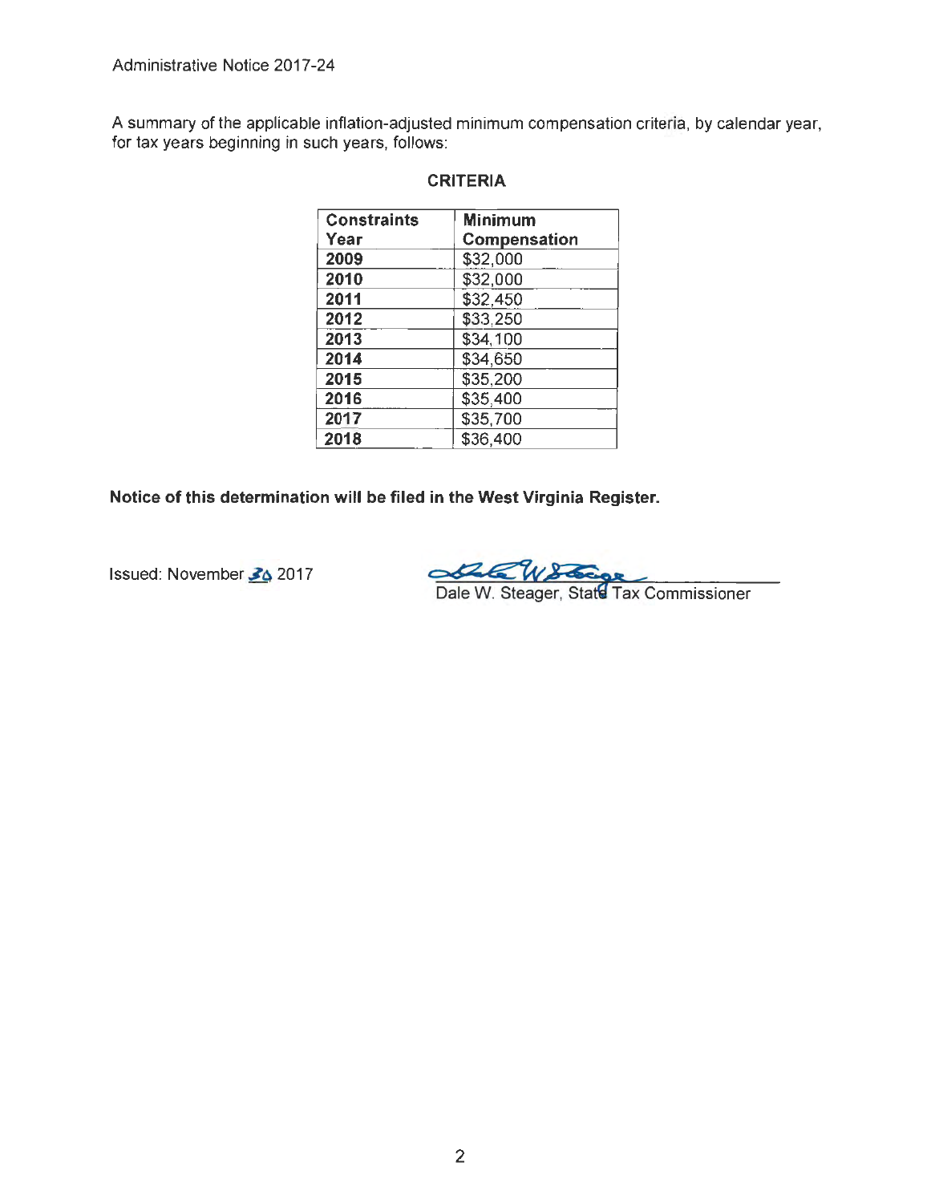Administrative Notice 2017-24

A summary of the applicable inflation-adjusted minimum compensation criteria, by calendar year, for tax years beginning in such years, follows:

**CRITERIA**

| Constraints Year | Minimum Compensation |
|---|---|
| **2009** | $32,000 |
| **2010** | $32,000 |
| **2011** | $32,450 |
| **2012** | $33,250 |
| **2013** | $34,100 |
| **2014** | $34,650 |
| **2015** | $35,200 |
| **2016** | $35,400 |
| **2017** | $35,700 |
| **2018** | $36,400 |

**Notice of this determination will be filed in the West Virginia Register.**

Issued: November 30 2017

Dale W. Steager, State Tax Commissioner